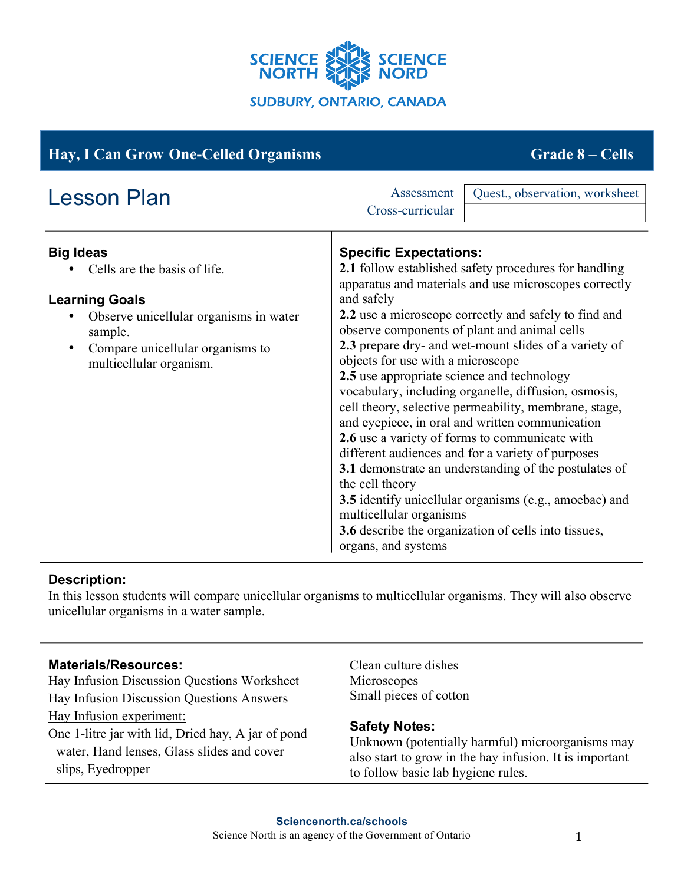SCIENCE NORTH SCIENCE NORD

SUDBURY, ONTARIO, CANADA

## Hay, I Can Grow One-Celled Organisms — Grade 8 – Cells

# Lesson Plan

| Assessment | Quest., observation, worksheet |
|---|---|
| Cross-curricular | |

### Big Ideas

- Cells are the basis of life.

### Learning Goals

- Observe unicellular organisms in water sample.
- Compare unicellular organisms to multicellular organism.

### Specific Expectations:

**2.1** follow established safety procedures for handling apparatus and materials and use microscopes correctly and safely
**2.2** use a microscope correctly and safely to find and observe components of plant and animal cells
**2.3** prepare dry- and wet-mount slides of a variety of objects for use with a microscope
**2.5** use appropriate science and technology vocabulary, including organelle, diffusion, osmosis, cell theory, selective permeability, membrane, stage, and eyepiece, in oral and written communication
**2.6** use a variety of forms to communicate with different audiences and for a variety of purposes
**3.1** demonstrate an understanding of the postulates of the cell theory
**3.5** identify unicellular organisms (e.g., amoebae) and multicellular organisms
**3.6** describe the organization of cells into tissues, organs, and systems

### Description:

In this lesson students will compare unicellular organisms to multicellular organisms. They will also observe unicellular organisms in a water sample.

### Materials/Resources:

Hay Infusion Discussion Questions Worksheet
Hay Infusion Discussion Questions Answers
Hay Infusion experiment:
One 1-litre jar with lid, Dried hay, A jar of pond water, Hand lenses, Glass slides and cover slips, Eyedropper
Clean culture dishes
Microscopes
Small pieces of cotton

### Safety Notes:

Unknown (potentially harmful) microorganisms may also start to grow in the hay infusion. It is important to follow basic lab hygiene rules.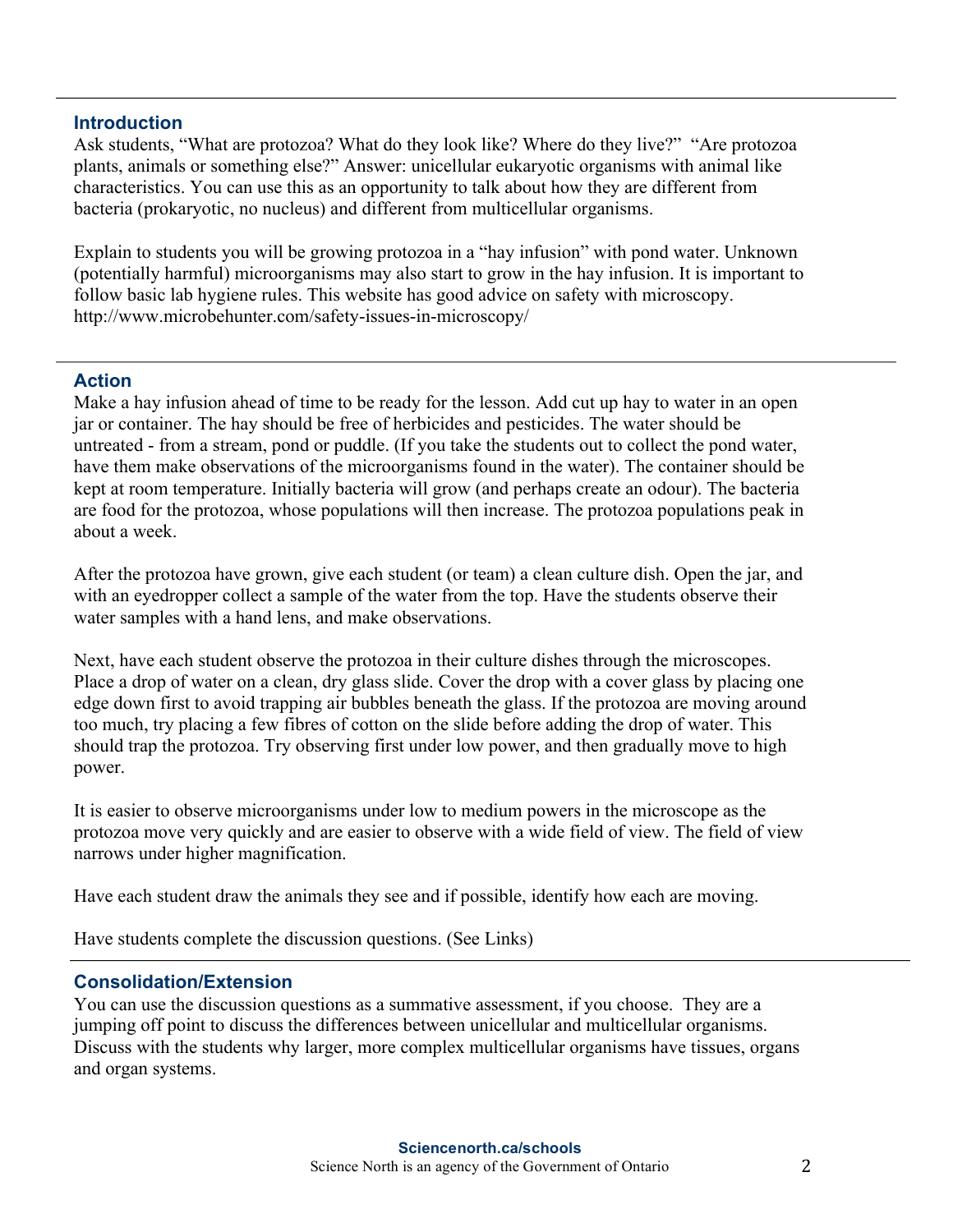## Introduction

Ask students, "What are protozoa? What do they look like? Where do they live?" "Are protozoa plants, animals or something else?" Answer: unicellular eukaryotic organisms with animal like characteristics. You can use this as an opportunity to talk about how they are different from bacteria (prokaryotic, no nucleus) and different from multicellular organisms.

Explain to students you will be growing protozoa in a "hay infusion" with pond water. Unknown (potentially harmful) microorganisms may also start to grow in the hay infusion. It is important to follow basic lab hygiene rules. This website has good advice on safety with microscopy. http://www.microbehunter.com/safety-issues-in-microscopy/

## Action

Make a hay infusion ahead of time to be ready for the lesson. Add cut up hay to water in an open jar or container. The hay should be free of herbicides and pesticides. The water should be untreated - from a stream, pond or puddle. (If you take the students out to collect the pond water, have them make observations of the microorganisms found in the water). The container should be kept at room temperature. Initially bacteria will grow (and perhaps create an odour). The bacteria are food for the protozoa, whose populations will then increase. The protozoa populations peak in about a week.

After the protozoa have grown, give each student (or team) a clean culture dish. Open the jar, and with an eyedropper collect a sample of the water from the top. Have the students observe their water samples with a hand lens, and make observations.

Next, have each student observe the protozoa in their culture dishes through the microscopes. Place a drop of water on a clean, dry glass slide. Cover the drop with a cover glass by placing one edge down first to avoid trapping air bubbles beneath the glass. If the protozoa are moving around too much, try placing a few fibres of cotton on the slide before adding the drop of water. This should trap the protozoa. Try observing first under low power, and then gradually move to high power.

It is easier to observe microorganisms under low to medium powers in the microscope as the protozoa move very quickly and are easier to observe with a wide field of view. The field of view narrows under higher magnification.

Have each student draw the animals they see and if possible, identify how each are moving.

Have students complete the discussion questions. (See Links)

## Consolidation/Extension

You can use the discussion questions as a summative assessment, if you choose. They are a jumping off point to discuss the differences between unicellular and multicellular organisms. Discuss with the students why larger, more complex multicellular organisms have tissues, organs and organ systems.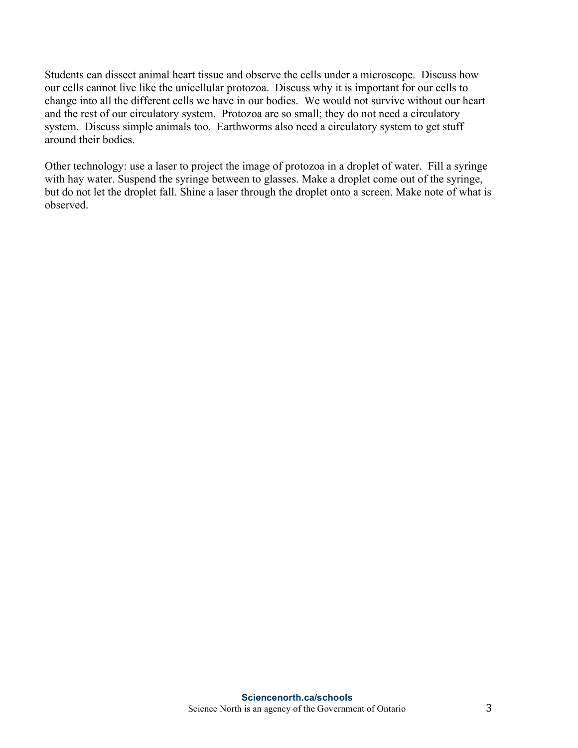Students can dissect animal heart tissue and observe the cells under a microscope. Discuss how our cells cannot live like the unicellular protozoa. Discuss why it is important for our cells to change into all the different cells we have in our bodies. We would not survive without our heart and the rest of our circulatory system. Protozoa are so small; they do not need a circulatory system. Discuss simple animals too. Earthworms also need a circulatory system to get stuff around their bodies.

Other technology: use a laser to project the image of protozoa in a droplet of water. Fill a syringe with hay water. Suspend the syringe between to glasses. Make a droplet come out of the syringe, but do not let the droplet fall. Shine a laser through the droplet onto a screen. Make note of what is observed.